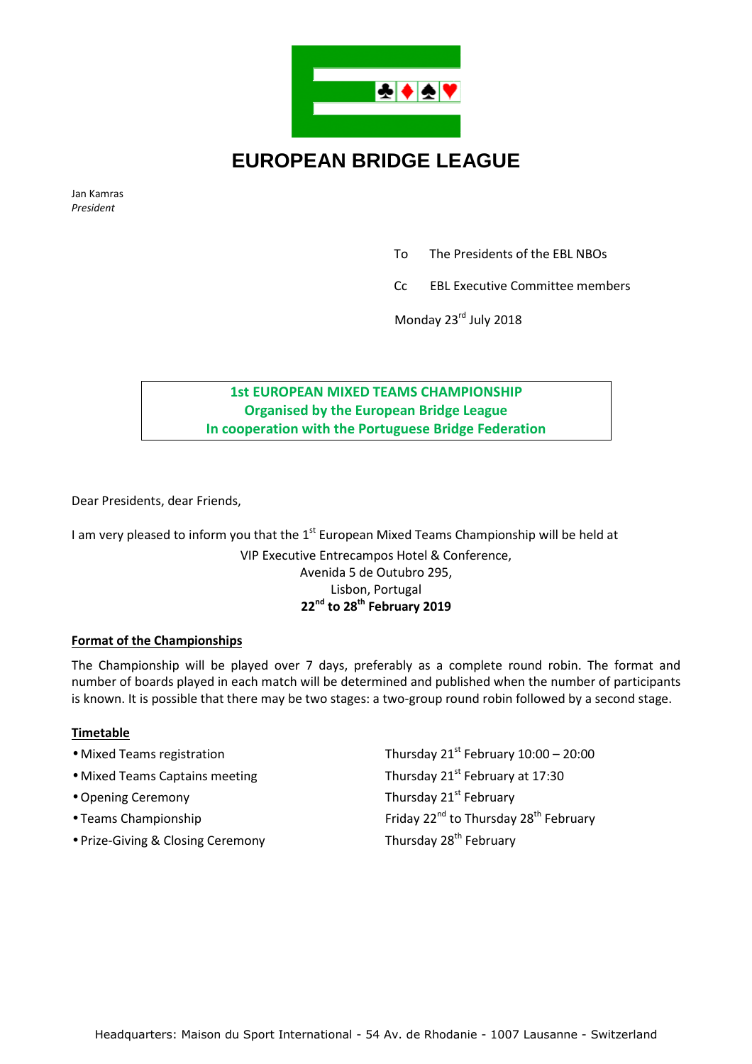# EUROPEAN BRIDGE LEAGUE

Jan Kamras
*President*

To The Presidents of the EBL NBOs

Cc EBL Executive Committee members

Monday 23rd July 2018

**1st EUROPEAN MIXED TEAMS CHAMPIONSHIP**
**Organised by the European Bridge League**
**In cooperation with the Portuguese Bridge Federation**

Dear Presidents, dear Friends,

I am very pleased to inform you that the 1st European Mixed Teams Championship will be held at

VIP Executive Entrecampos Hotel & Conference,
Avenida 5 de Outubro 295,
Lisbon, Portugal
**22nd to 28th February 2019**

**Format of the Championships**

The Championship will be played over 7 days, preferably as a complete round robin. The format and number of boards played in each match will be determined and published when the number of participants is known. It is possible that there may be two stages: a two-group round robin followed by a second stage.

**Timetable**

- Mixed Teams registration — Thursday 21st February 10:00 – 20:00
- Mixed Teams Captains meeting — Thursday 21st February at 17:30
- Opening Ceremony — Thursday 21st February
- Teams Championship — Friday 22nd to Thursday 28th February
- Prize-Giving & Closing Ceremony — Thursday 28th February

Headquarters: Maison du Sport International - 54 Av. de Rhodanie - 1007 Lausanne - Switzerland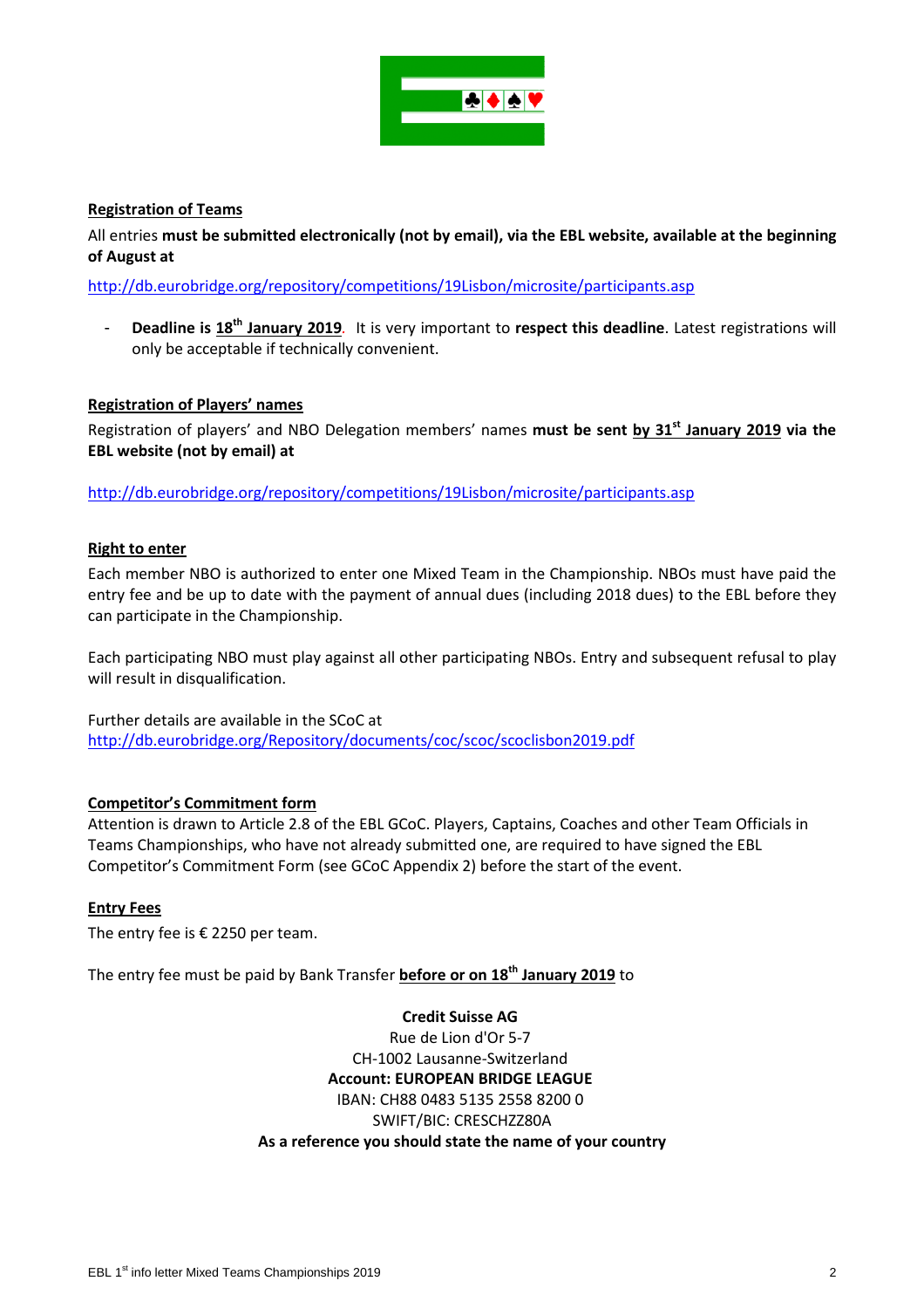**Registration of Teams**

All entries **must be submitted electronically (not by email), via the EBL website, available at the beginning of August at**

http://db.eurobridge.org/repository/competitions/19Lisbon/microsite/participants.asp

- **Deadline is 18th January 2019**. It is very important to **respect this deadline**. Latest registrations will only be acceptable if technically convenient.

**Registration of Players' names**

Registration of players' and NBO Delegation members' names **must be sent by 31st January 2019 via the EBL website (not by email) at**

http://db.eurobridge.org/repository/competitions/19Lisbon/microsite/participants.asp

**Right to enter**

Each member NBO is authorized to enter one Mixed Team in the Championship. NBOs must have paid the entry fee and be up to date with the payment of annual dues (including 2018 dues) to the EBL before they can participate in the Championship.

Each participating NBO must play against all other participating NBOs. Entry and subsequent refusal to play will result in disqualification.

Further details are available in the SCoC at
http://db.eurobridge.org/Repository/documents/coc/scoc/scoclisbon2019.pdf

**Competitor's Commitment form**

Attention is drawn to Article 2.8 of the EBL GCoC. Players, Captains, Coaches and other Team Officials in Teams Championships, who have not already submitted one, are required to have signed the EBL Competitor's Commitment Form (see GCoC Appendix 2) before the start of the event.

**Entry Fees**

The entry fee is € 2250 per team.

The entry fee must be paid by Bank Transfer **before or on 18th January 2019** to

**Credit Suisse AG**
Rue de Lion d'Or 5-7
CH-1002 Lausanne-Switzerland
**Account: EUROPEAN BRIDGE LEAGUE**
IBAN: CH88 0483 5135 2558 8200 0
SWIFT/BIC: CRESCHZZ80A
**As a reference you should state the name of your country**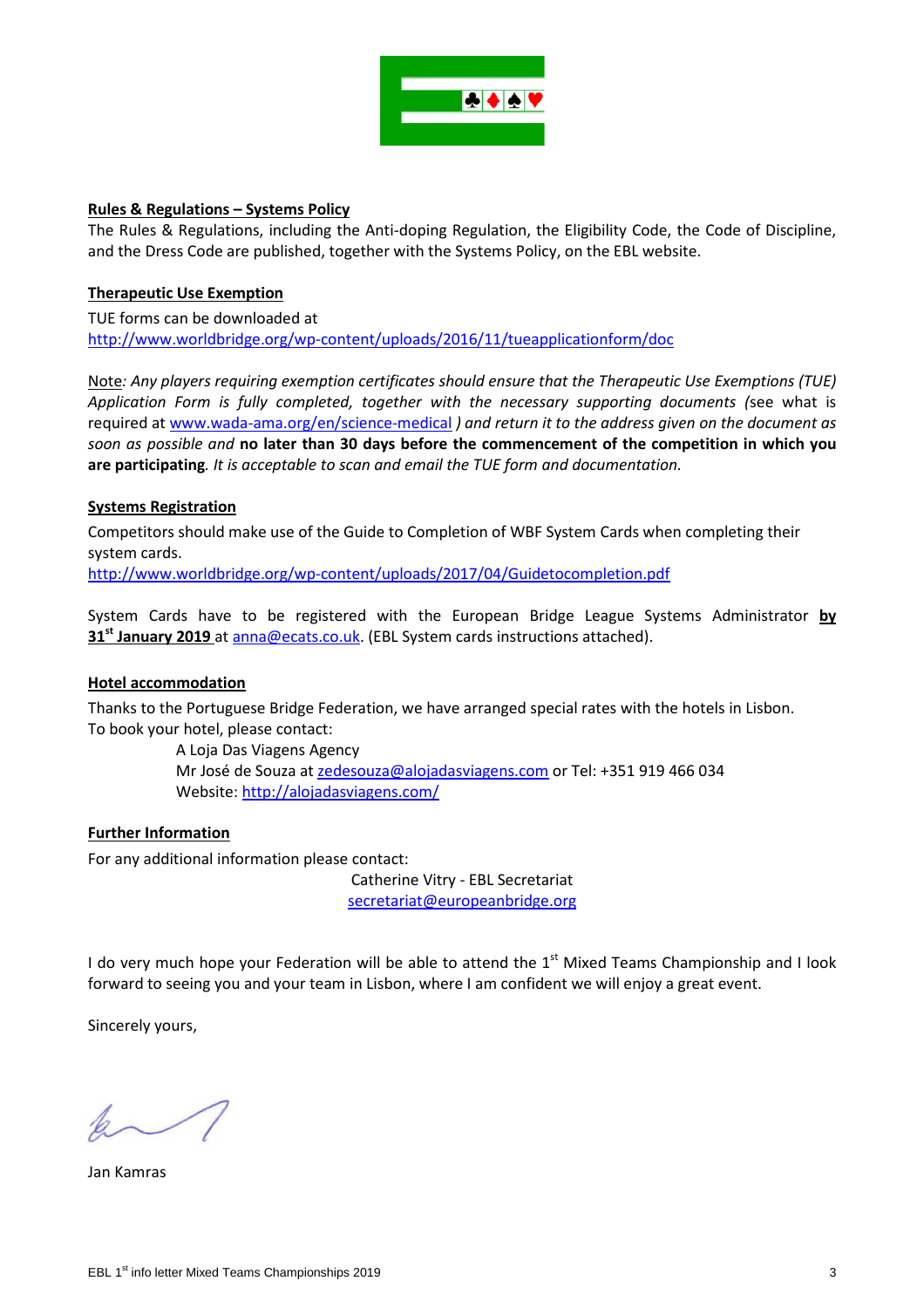**Rules & Regulations – Systems Policy**

The Rules & Regulations, including the Anti-doping Regulation, the Eligibility Code, the Code of Discipline, and the Dress Code are published, together with the Systems Policy, on the EBL website.

**Therapeutic Use Exemption**

TUE forms can be downloaded at
http://www.worldbridge.org/wp-content/uploads/2016/11/tueapplicationform/doc

Note*: Any players requiring exemption certificates should ensure that the Therapeutic Use Exemptions (TUE) Application Form is fully completed, together with the necessary supporting documents (*see what is required at www.wada-ama.org/en/science-medical *) and return it to the address given on the document as soon as possible and* **no later than 30 days before the commencement of the competition in which you are participating***. It is acceptable to scan and email the TUE form and documentation.*

**Systems Registration**

Competitors should make use of the Guide to Completion of WBF System Cards when completing their system cards.
http://www.worldbridge.org/wp-content/uploads/2017/04/Guidetocompletion.pdf

System Cards have to be registered with the European Bridge League Systems Administrator **by 31st January 2019** at anna@ecats.co.uk. (EBL System cards instructions attached).

**Hotel accommodation**

Thanks to the Portuguese Bridge Federation, we have arranged special rates with the hotels in Lisbon.
To book your hotel, please contact:

A Loja Das Viagens Agency
Mr José de Souza at zedesouza@alojadasviagens.com or Tel: +351 919 466 034
Website: http://alojadasviagens.com/

**Further Information**

For any additional information please contact:

Catherine Vitry - EBL Secretariat
secretariat@europeanbridge.org

I do very much hope your Federation will be able to attend the 1st Mixed Teams Championship and I look forward to seeing you and your team in Lisbon, where I am confident we will enjoy a great event.

Sincerely yours,

Jan Kamras